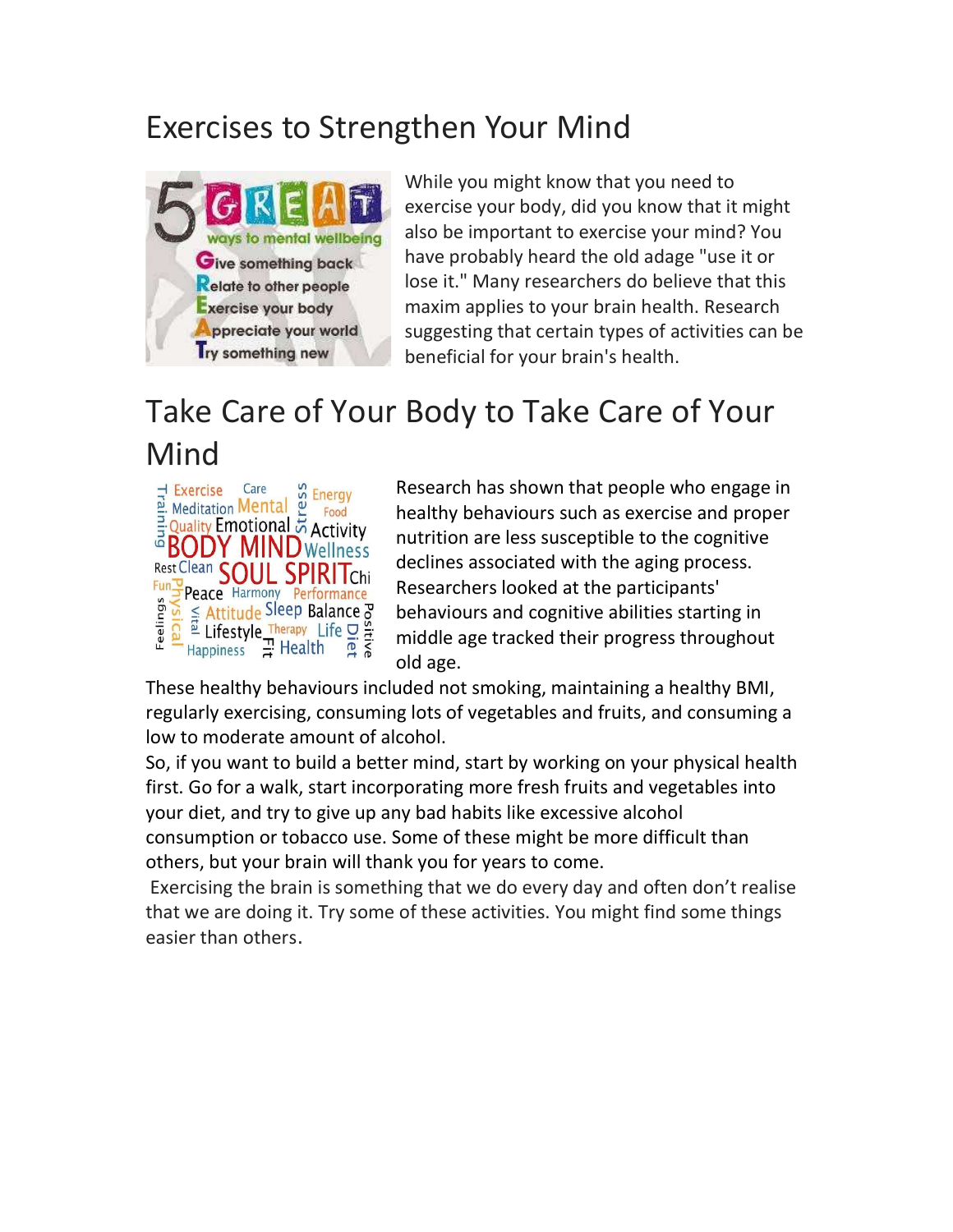# Exercises to Strengthen Your Mind

While you might know that you need to exercise your body, did you know that it might also be important to exercise your mind? You have probably heard the old adage "use it or lose it." Many researchers do believe that this maxim applies to your brain health. Research suggesting that certain types of activities can be beneficial for your brain's health.

# Take Care of Your Body to Take Care of Your Mind

Research has shown that people who engage in healthy behaviours such as exercise and proper nutrition are less susceptible to the cognitive declines associated with the aging process. Researchers looked at the participants' behaviours and cognitive abilities starting in middle age tracked their progress throughout old age.

These healthy behaviours included not smoking, maintaining a healthy BMI, regularly exercising, consuming lots of vegetables and fruits, and consuming a low to moderate amount of alcohol.

So, if you want to build a better mind, start by working on your physical health first. Go for a walk, start incorporating more fresh fruits and vegetables into your diet, and try to give up any bad habits like excessive alcohol consumption or tobacco use. Some of these might be more difficult than others, but your brain will thank you for years to come.

Exercising the brain is something that we do every day and often don't realise that we are doing it. Try some of these activities. You might find some things easier than others.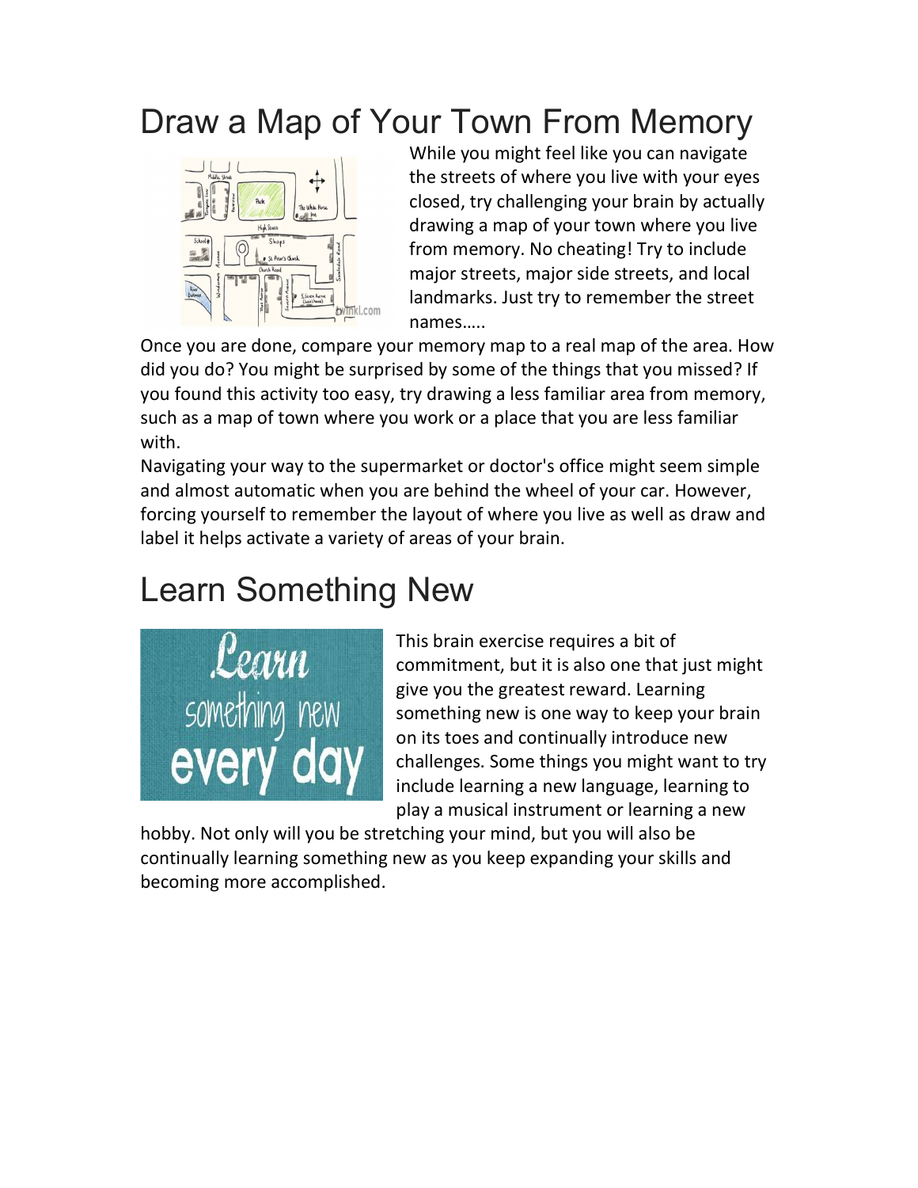# Draw a Map of Your Town From Memory

While you might feel like you can navigate the streets of where you live with your eyes closed, try challenging your brain by actually drawing a map of your town where you live from memory. No cheating! Try to include major streets, major side streets, and local landmarks. Just try to remember the street names.....

Once you are done, compare your memory map to a real map of the area. How did you do? You might be surprised by some of the things that you missed? If you found this activity too easy, try drawing a less familiar area from memory, such as a map of town where you work or a place that you are less familiar with.

Navigating your way to the supermarket or doctor's office might seem simple and almost automatic when you are behind the wheel of your car. However, forcing yourself to remember the layout of where you live as well as draw and label it helps activate a variety of areas of your brain.

# Learn Something New

This brain exercise requires a bit of commitment, but it is also one that just might give you the greatest reward. Learning something new is one way to keep your brain on its toes and continually introduce new challenges. Some things you might want to try include learning a new language, learning to play a musical instrument or learning a new hobby. Not only will you be stretching your mind, but you will also be continually learning something new as you keep expanding your skills and becoming more accomplished.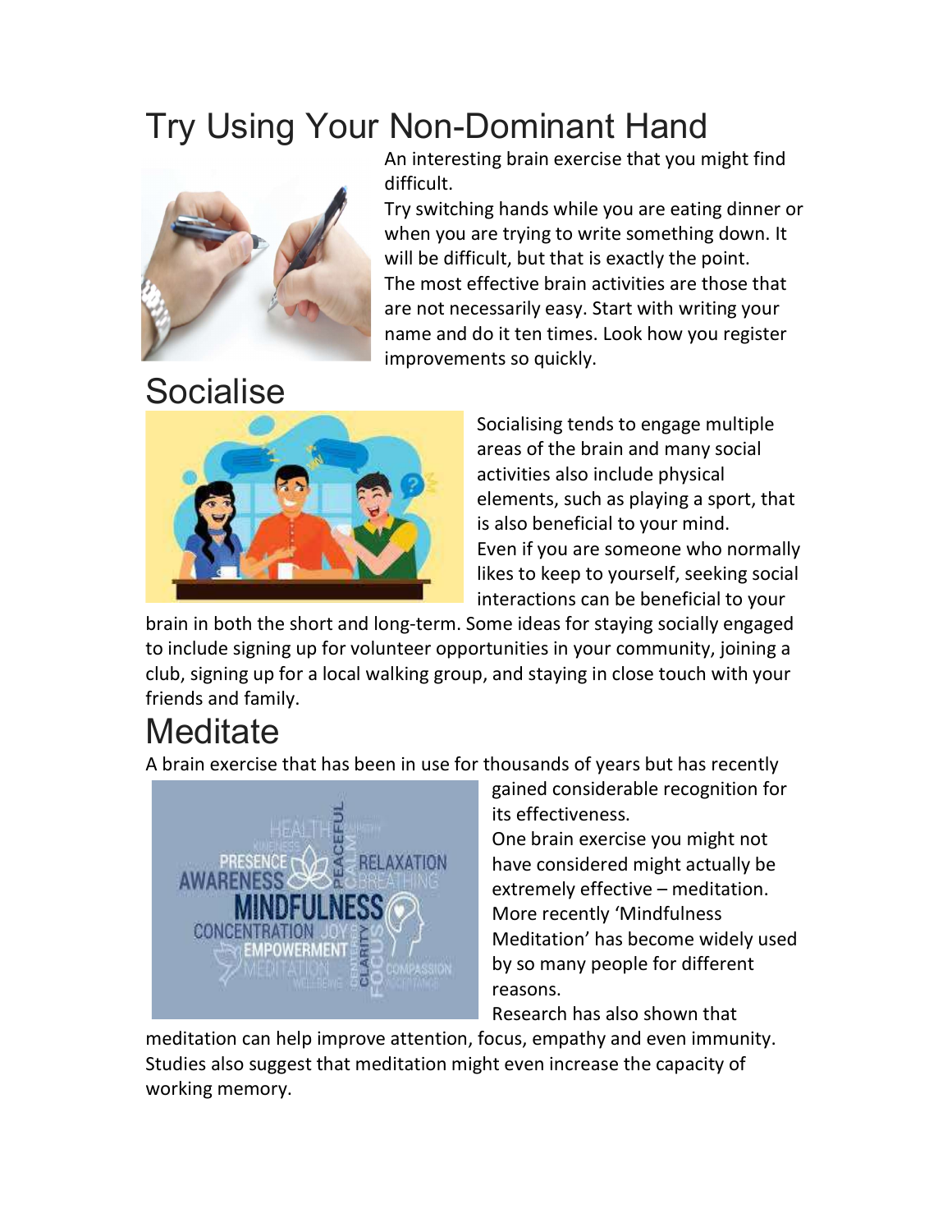# Try Using Your Non-Dominant Hand

An interesting brain exercise that you might find difficult.

Try switching hands while you are eating dinner or when you are trying to write something down. It will be difficult, but that is exactly the point. The most effective brain activities are those that are not necessarily easy. Start with writing your name and do it ten times. Look how you register improvements so quickly.

# Socialise

Socialising tends to engage multiple areas of the brain and many social activities also include physical elements, such as playing a sport, that is also beneficial to your mind.

Even if you are someone who normally likes to keep to yourself, seeking social interactions can be beneficial to your brain in both the short and long-term. Some ideas for staying socially engaged to include signing up for volunteer opportunities in your community, joining a club, signing up for a local walking group, and staying in close touch with your friends and family.

# Meditate

A brain exercise that has been in use for thousands of years but has recently gained considerable recognition for its effectiveness.

One brain exercise you might not have considered might actually be extremely effective – meditation. More recently 'Mindfulness Meditation' has become widely used by so many people for different reasons.

Research has also shown that meditation can help improve attention, focus, empathy and even immunity. Studies also suggest that meditation might even increase the capacity of working memory.